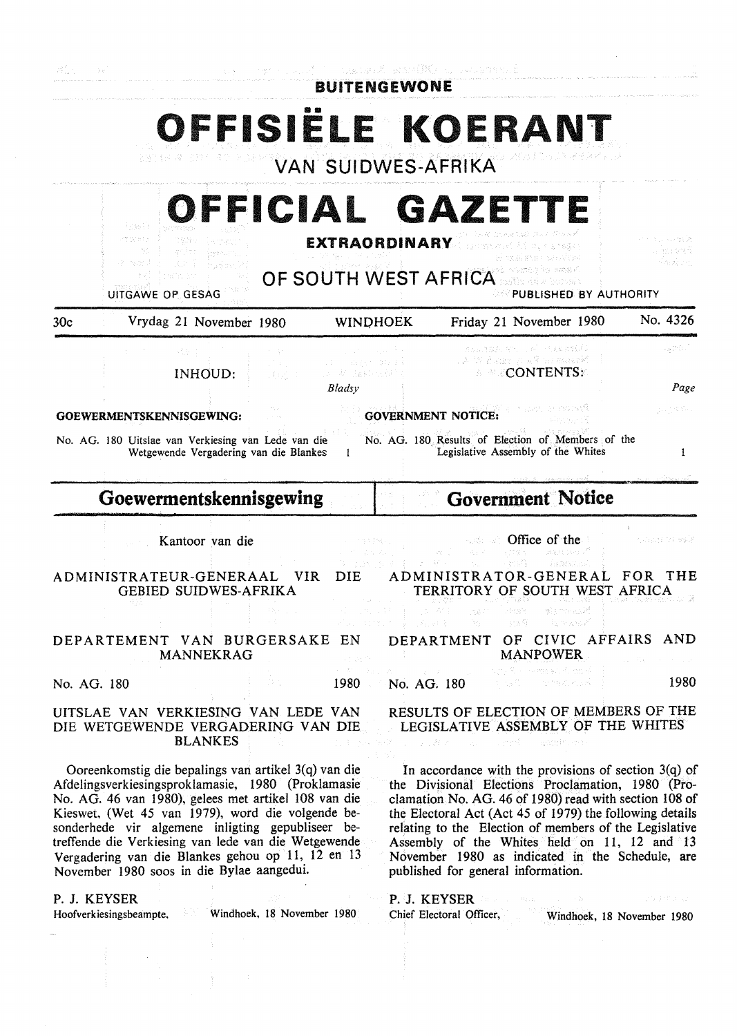BUITENGEWONE

# OFFISIËLE KOERANT

VAN SUIDWES-AFRIKA

# OFFICIAL GAZETTE

**EXTRAORDINARY**

OF SOUTH WEST AFRICA

UITGAWE OP GESAG — PUBLISHED BY AUTHORITY

30c — Vrydag 21 November 1980 — WINDHOEK — Friday 21 November 1980 — No. 4326

INHOUD: — *Bladsy*

**GOEWERMENTSKENNISGEWING:**

No. AG. 180 Uitslae van Verkiesing van Lede van die Wetgewende Vergadering van die Blankes — 1

CONTENTS: — *Page*

**GOVERNMENT NOTICE:**

No. AG. 180 Results of Election of Members of the Legislative Assembly of the Whites — 1

## Goewermentskennisgewing

Kantoor van die

ADMINISTRATEUR-GENERAAL VIR DIE GEBIED SUIDWES-AFRIKA

DEPARTEMENT VAN BURGERSAKE EN MANNEKRAG

No. AG. 180 — 1980

UITSLAE VAN VERKIESING VAN LEDE VAN DIE WETGEWENDE VERGADERING VAN DIE BLANKES

Ooreenkomstig die bepalings van artikel 3(q) van die Afdelingsverkiesingsproklamasie, 1980 (Proklamasie No. AG. 46 van 1980), gelees met artikel 108 van die Kieswet, (Wet 45 van 1979), word die volgende besonderhede vir algemene inligting gepubliseer betreffende die Verkiesing van lede van die Wetgewende Vergadering van die Blankes gehou op 11, 12 en 13 November 1980 soos in die Bylae aangedui.

P. J. KEYSER

Hoofverkiesingsbeampte, — Windhoek, 18 November 1980

## Government Notice

Office of the

ADMINISTRATOR-GENERAL FOR THE TERRITORY OF SOUTH WEST AFRICA

DEPARTMENT OF CIVIC AFFAIRS AND MANPOWER

No. AG. 180 — 1980

RESULTS OF ELECTION OF MEMBERS OF THE LEGISLATIVE ASSEMBLY OF THE WHITES

In accordance with the provisions of section 3(q) of the Divisional Elections Proclamation, 1980 (Proclamation No. AG. 46 of 1980) read with section 108 of the Electoral Act (Act 45 of 1979) the following details relating to the Election of members of the Legislative Assembly of the Whites held on 11, 12 and 13 November 1980 as indicated in the Schedule, are published for general information.

P. J. KEYSER

Chief Electoral Officer, — Windhoek, 18 November 1980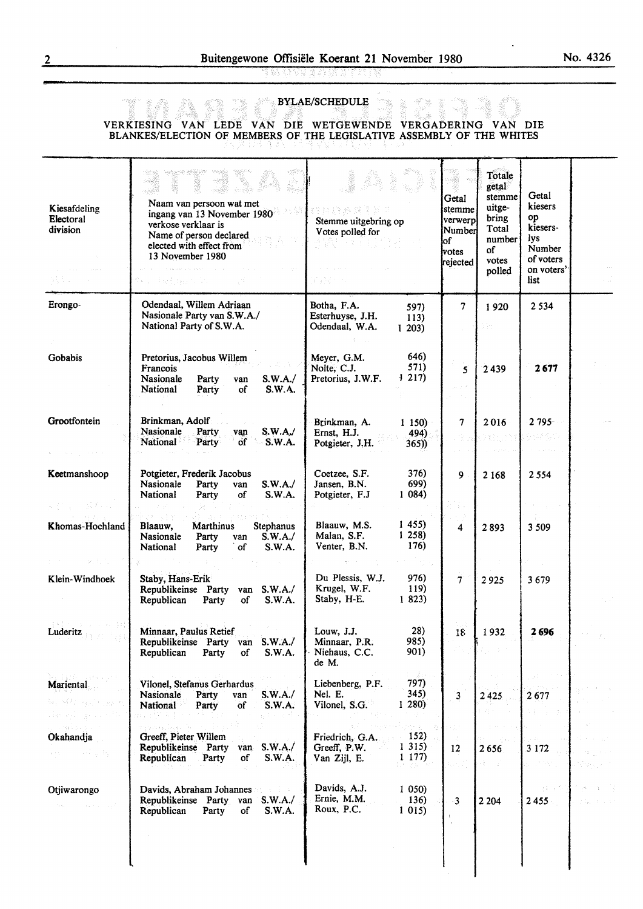BYLAE/SCHEDULE

VERKIESING VAN LEDE VAN DIE WETGEWENDE VERGADERING VAN DIE BLANKES/ELECTION OF MEMBERS OF THE LEGISLATIVE ASSEMBLY OF THE WHITES

| Kiesafdeling Electoral division | Naam van persoon wat met ingang van 13 November 1980 verkose verklaar is Name of person declared elected with effect from 13 November 1980 | Stemme uitgebring op Votes polled for | Getal stemme verwerp Number of votes rejected | Totale getal stemme uitgebring Total number of votes polled | Getal kiesers op kieserslys Number of voters on voters' list |
|---|---|---|---|---|---|
| Erongo | Odendaal, Willem Adriaan Nasionale Party van S.W.A./ National Party of S.W.A. | Botha, F.A. 597) Esterhuyse, J.H. 113) Odendaal, W.A. 1 203) | 7 | 1 920 | 2 534 |
| Gobabis | Pretorius, Jacobus Willem Francois Nasionale Party van S.W.A./ National Party of S.W.A. | Meyer, G.M. 646) Nolte, C.J. 571) Pretorius, J.W.F. 1 217) | 5 | 2 439 | 2 677 |
| Grootfontein | Brinkman, Adolf Nasionale Party van S.W.A./ National Party of S.W.A. | Brinkman, A. 1 150) Ernst, H.J. 494) Potgieter, J.H. 365)) | 7 | 2 016 | 2 795 |
| Keetmanshoop | Potgieter, Frederik Jacobus Nasionale Party van S.W.A./ National Party of S.W.A. | Coetzee, S.F. 376) Jansen, B.N. 699) Potgieter, F.J 1 084) | 9 | 2 168 | 2 554 |
| Khomas-Hochland | Blaauw, Marthinus Stephanus Nasionale Party van S.W.A./ National Party of S.W.A. | Blaauw, M.S. 1 455) Malan, S.F. 1 258) Venter, B.N. 176) | 4 | 2 893 | 3 509 |
| Klein-Windhoek | Staby, Hans-Erik Republikeinse Party van S.W.A./ Republican Party of S.W.A. | Du Plessis, W.J. 976) Krugel, W.F. 119) Staby, H-E. 1 823) | 7 | 2 925 | 3 679 |
| Luderitz | Minnaar, Paulus Retief Republikeinse Party van S.W.A./ Republican Party of S.W.A. | Louw, J.J. 28) Minnaar, P.R. 985) Niehaus, C.C. de M. 901) | 18 | 1 932 | 2 696 |
| Mariental | Vilonel, Stefanus Gerhardus Nasionale Party van S.W.A./ National Party of S.W.A. | Liebenberg, P.F. 797) Nel. E. 345) Vilonel, S.G. 1 280) | 3 | 2 425 | 2 677 |
| Okahandja | Greeff, Pieter Willem Republikeinse Party van S.W.A./ Republican Party of S.W.A. | Friedrich, G.A. 152) Greeff, P.W. 1 315) Van Zijl, E. 1 177) | 12 | 2 656 | 3 172 |
| Otjiwarongo | Davids, Abraham Johannes Republikeinse Party van S.W.A./ Republican Party of S.W.A. | Davids, A.J. 1 050) Ernie, M.M. 136) Roux, P.C. 1 015) | 3 | 2 204 | 2 455 |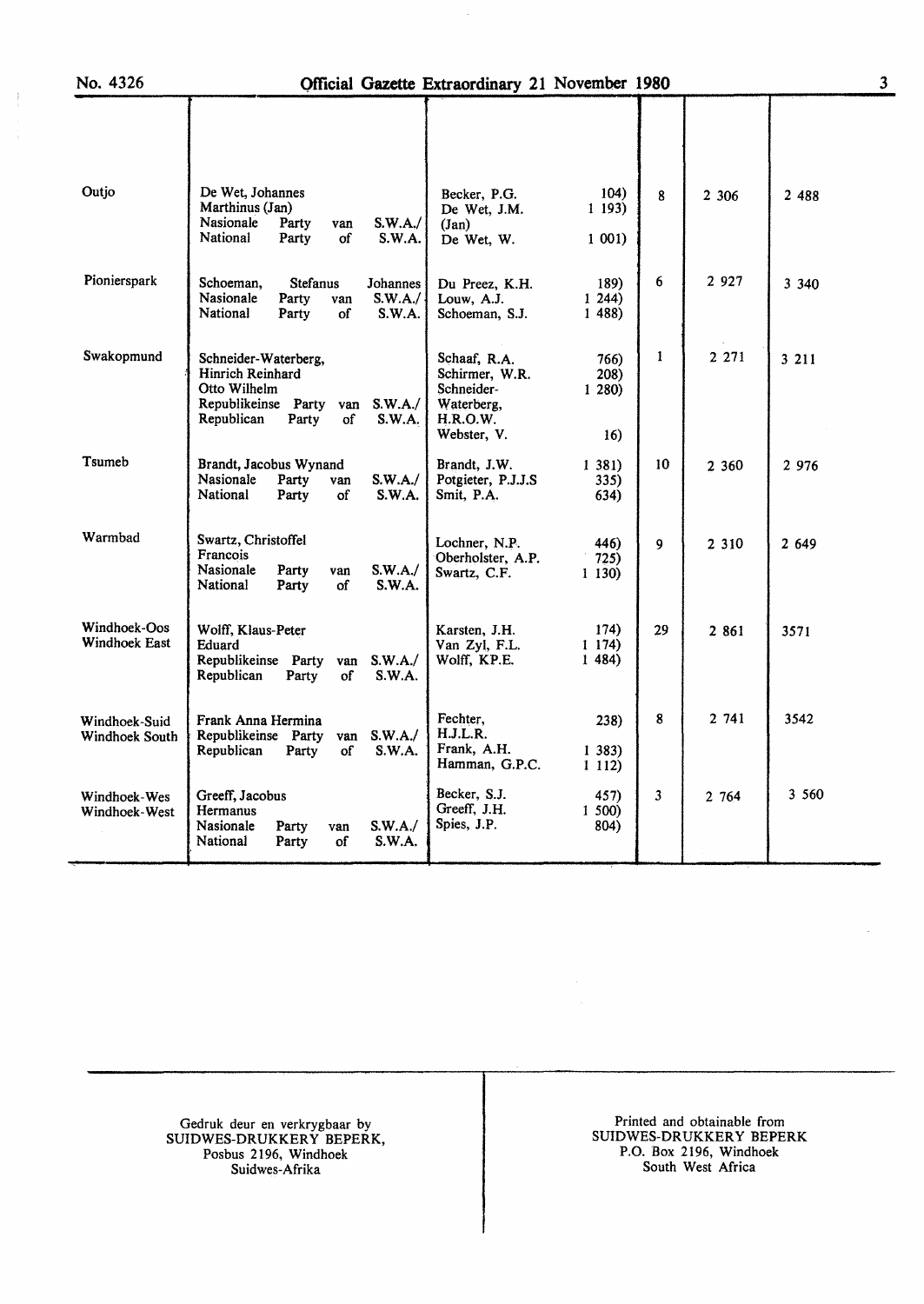| | | | | | |
|---|---|---|---|---|---|
| Outjo | De Wet, Johannes Marthinus (Jan) Nasionale Party van S.W.A./ National Party of S.W.A. | Becker, P.G. 104) De Wet, J.M. (Jan) 1 193) De Wet, W. 1 001) | 8 | 2 306 | 2 488 |
| Pionierspark | Schoeman, Stefanus Johannes Nasionale Party van S.W.A./ National Party of S.W.A. | Du Preez, K.H. 189) Louw, A.J. 1 244) Schoeman, S.J. 1 488) | 6 | 2 927 | 3 340 |
| Swakopmund | Schneider-Waterberg, Hinrich Reinhard Otto Wilhelm Republikeinse Party van S.W.A./ Republican Party of S.W.A. | Schaaf, R.A. 766) Schirmer, W.R. 208) Schneider-Waterberg, H.R.O.W. 1 280) Webster, V. 16) | 1 | 2 271 | 3 211 |
| Tsumeb | Brandt, Jacobus Wynand Nasionale Party van S.W.A./ National Party of S.W.A. | Brandt, J.W. 1 381) Potgieter, P.J.J.S 335) Smit, P.A. 634) | 10 | 2 360 | 2 976 |
| Warmbad | Swartz, Christoffel Francois Nasionale Party van S.W.A./ National Party of S.W.A. | Lochner, N.P. 446) Oberholster, A.P. 725) Swartz, C.F. 1 130) | 9 | 2 310 | 2 649 |
| Windhoek-Oos Windhoek East | Wolff, Klaus-Peter Eduard Republikeinse Party van S.W.A./ Republican Party of S.W.A. | Karsten, J.H. 174) Van Zyl, F.L. 1 174) Wolff, KP.E. 1 484) | 29 | 2 861 | 3571 |
| Windhoek-Suid Windhoek South | Frank Anna Hermina Republikeinse Party van S.W.A./ Republican Party of S.W.A. | Fechter, H.J.L.R. 238) Frank, A.H. 1 383) Hamman, G.P.C. 1 112) | 8 | 2 741 | 3542 |
| Windhoek-Wes Windhoek-West | Greeff, Jacobus Hermanus Nasionale Party van S.W.A./ National Party of S.W.A. | Becker, S.J. 457) Greeff, J.H. 1 500) Spies, J.P. 804) | 3 | 2 764 | 3 560 |

Gedruk deur en verkrygbaar by
SUIDWES-DRUKKERY BEPERK,
Posbus 2196, Windhoek
Suidwes-Afrika

Printed and obtainable from
SUIDWES-DRUKKERY BEPERK
P.O. Box 2196, Windhoek
South West Africa